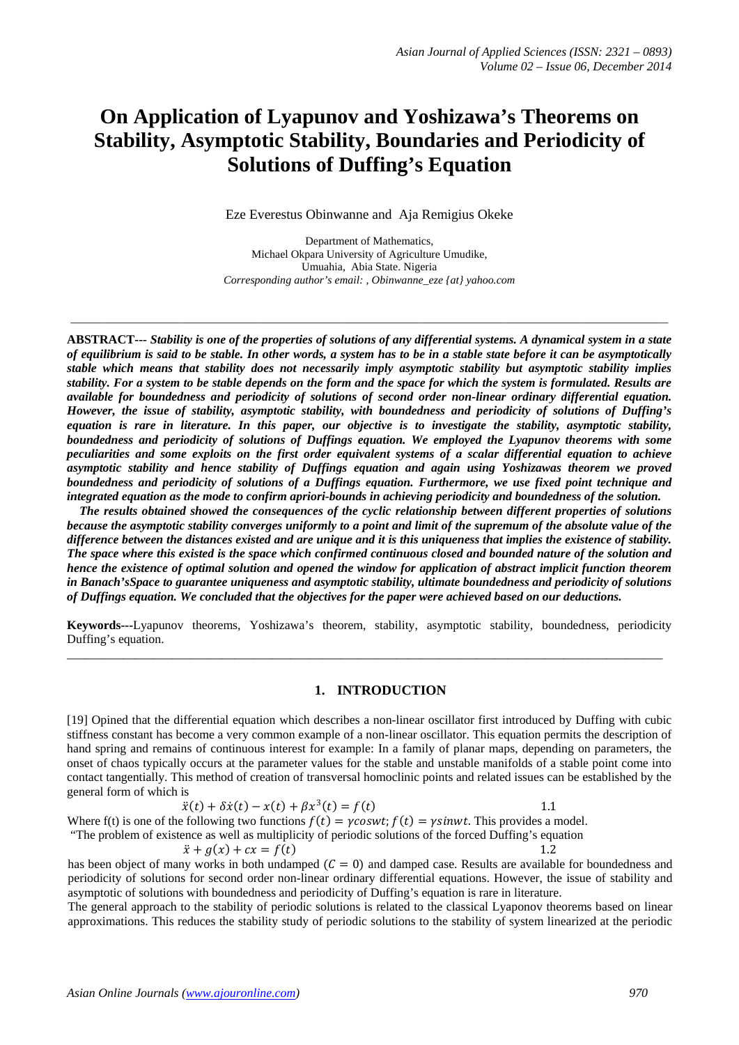# On Application of Lyapunov and Yoshizawa's Theorems on Stability, Asymptotic Stability, Boundaries and Periodicity of Solutions of Duffing's Equation

Eze Everestus Obinwanne and Aja Remigius Okeke

Department of Mathematics,
Michael Okpara University of Agriculture Umudike,
Umuahia, Abia State. Nigeria
*Corresponding author's email: , Obinwanne_eze {at} yahoo.com*

---

**ABSTRACT---** ***Stability is one of the properties of solutions of any differential systems. A dynamical system in a state of equilibrium is said to be stable. In other words, a system has to be in a stable state before it can be asymptotically stable which means that stability does not necessarily imply asymptotic stability but asymptotic stability implies stability. For a system to be stable depends on the form and the space for which the system is formulated. Results are available for boundedness and periodicity of solutions of second order non-linear ordinary differential equation. However, the issue of stability, asymptotic stability, with boundedness and periodicity of solutions of Duffing's equation is rare in literature. In this paper, our objective is to investigate the stability, asymptotic stability, boundedness and periodicity of solutions of Duffings equation. We employed the Lyapunov theorems with some peculiarities and some exploits on the first order equivalent systems of a scalar differential equation to achieve asymptotic stability and hence stability of Duffings equation and again using Yoshizawas theorem we proved boundedness and periodicity of solutions of a Duffings equation. Furthermore, we use fixed point technique and integrated equation as the mode to confirm apriori-bounds in achieving periodicity and boundedness of the solution.***

***The results obtained showed the consequences of the cyclic relationship between different properties of solutions because the asymptotic stability converges uniformly to a point and limit of the supremum of the absolute value of the difference between the distances existed and are unique and it is this uniqueness that implies the existence of stability. The space where this existed is the space which confirmed continuous closed and bounded nature of the solution and hence the existence of optimal solution and opened the window for application of abstract implicit function theorem in Banach'sSpace to guarantee uniqueness and asymptotic stability, ultimate boundedness and periodicity of solutions of Duffings equation. We concluded that the objectives for the paper were achieved based on our deductions.***

**Keywords---**Lyapunov theorems, Yoshizawa's theorem, stability, asymptotic stability, boundedness, periodicity Duffing's equation.

---

## 1. INTRODUCTION

[19] Opined that the differential equation which describes a non-linear oscillator first introduced by Duffing with cubic stiffness constant has become a very common example of a non-linear oscillator. This equation permits the description of hand spring and remains of continuous interest for example: In a family of planar maps, depending on parameters, the onset of chaos typically occurs at the parameter values for the stable and unstable manifolds of a stable point come into contact tangentially. This method of creation of transversal homoclinic points and related issues can be established by the general form of which is

$$\ddot{x}(t) + \delta\dot{x}(t) - x(t) + \beta x^3(t) = f(t) \qquad 1.1$$

Where f(t) is one of the following two functions $f(t) = \gamma coswt; f(t) = \gamma sinwt$. This provides a model.

"The problem of existence as well as multiplicity of periodic solutions of the forced Duffing's equation

$$\ddot{x} + g(x) + cx = f(t) \qquad 1.2$$

has been object of many works in both undamped ($C = 0$) and damped case. Results are available for boundedness and periodicity of solutions for second order non-linear ordinary differential equations. However, the issue of stability and asymptotic of solutions with boundedness and periodicity of Duffing's equation is rare in literature.

The general approach to the stability of periodic solutions is related to the classical Lyaponov theorems based on linear approximations. This reduces the stability study of periodic solutions to the stability of system linearized at the periodic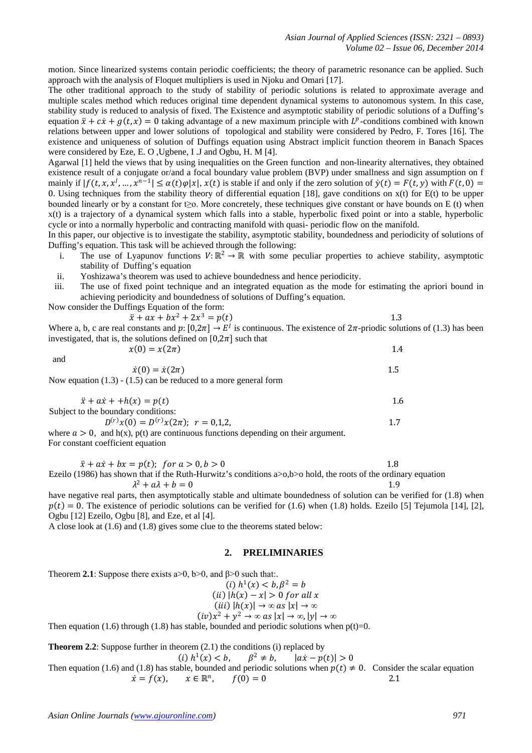motion. Since linearized systems contain periodic coefficients; the theory of parametric resonance can be applied. Such approach with the analysis of Floquet multipliers is used in Njoku and Omari [17].

The other traditional approach to the study of stability of periodic solutions is related to approximate average and multiple scales method which reduces original time dependent dynamical systems to autonomous system. In this case, stability study is reduced to analysis of fixed. The Existence and asymptotic stability of periodic solutions of a Duffing's equation $\ddot{x} + c\dot{x} + g(t,x) = 0$ taking advantage of a new maximum principle with $L^p$-conditions combined with known relations between upper and lower solutions of topological and stability were considered by Pedro, F. Tores [16]. The existence and uniqueness of solution of Duffings equation using Abstract implicit function theorem in Banach Spaces were considered by Eze, E. O ,Ugbene, I .J and Ogbu, H. M [4].

Agarwal [1] held the views that by using inequalities on the Green function and non-linearity alternatives, they obtained existence result of a conjugate or/and a focal boundary value problem (BVP) under smallness and sign assumption on f mainly if $|f(t, x, x^l, \ldots, x^{n-1}| \leq \alpha(t)\varphi|x|$, $x(t)$ is stable if and only if the zero solution of $\dot{y}(t) = F(t, y)$ with $F(t, 0) = 0$. Using techniques from the stability theory of differential equation [18], gave conditions on x(t) for E(t) to be upper bounded linearly or by a constant for t≥o. More concretely, these techniques give constant or have bounds on E (t) when x(t) is a trajectory of a dynamical system which falls into a stable, hyperbolic fixed point or into a stable, hyperbolic cycle or into a normally hyperbolic and contracting manifold with quasi- periodic flow on the manifold.

In this paper, our objective is to investigate the stability, asymptotic stability, boundedness and periodicity of solutions of Duffing's equation. This task will be achieved through the following:

i. The use of Lyapunov functions $V: \mathbb{R}^2 \to \mathbb{R}$ with some peculiar properties to achieve stability, asymptotic stability of Duffing's equation
ii. Yoshizawa's theorem was used to achieve boundedness and hence periodicity.
iii. The use of fixed point technique and an integrated equation as the mode for estimating the apriori bound in achieving periodicity and boundedness of solutions of Duffing's equation.

Now consider the Duffings Equation of the form:

$$\ddot{x} + ax + bx^2 + 2x^3 = p(t) \tag{1.3}$$

Where a, b, c are real constants and $p: [0,2\pi] \to E^l$ is continuous. The existence of $2\pi$-priodic solutions of (1.3) has been investigated, that is, the solutions defined on $[0,2\pi]$ such that

$$x(0) = x(2\pi) \tag{1.4}$$

and

$$\dot{x}(0) = \dot{x}(2\pi) \tag{1.5}$$

Now equation (1.3) - (1.5) can be reduced to a more general form

$$\ddot{x} + a\dot{x} + +h(x) = p(t) \tag{1.6}$$

Subject to the boundary conditions:

$$D^{(r)}x(0) = D^{(r)}x(2\pi);\ r = 0,1,2, \tag{1.7}$$

where $a > 0$, and h(x), p(t) are continuous functions depending on their argument.

For constant coefficient equation

$$\ddot{x} + a\dot{x} + bx = p(t);\ \ for\ a > 0, b > 0 \tag{1.8}$$

Ezeilo (1986) has shown that if the Ruth-Hurwitz's conditions a>o,b>o hold, the roots of the ordinary equation

$$\lambda^2 + a\lambda + b = 0 \tag{1.9}$$

have negative real parts, then asymptotically stable and ultimate boundedness of solution can be verified for (1.8) when $p(t) = 0$. The existence of periodic solutions can be verified for (1.6) when (1.8) holds. Ezeilo [5] Tejumola [14], [2], Ogbu [12] Ezeilo, Ogbu [8], and Eze, et al [4].

A close look at (1.6) and (1.8) gives some clue to the theorems stated below:

## 2. PRELIMINARIES

Theorem **2.1**: Suppose there exists a>0, b>0, and β>0 such that:.

$$(i)\ h^1(x) < b, \beta^2 = b$$
$$(ii)\ |h(x) - x| > 0\ for\ all\ x$$
$$(iii)\ |h(x)| \to \infty\ as\ |x| \to \infty$$
$$(iv) x^2 + y^2 \to \infty\ as\ |x| \to \infty, |y| \to \infty$$

Then equation (1.6) through (1.8) has stable, bounded and periodic solutions when p(t)=0.

**Theorem 2.2**: Suppose further in theorem (2.1) the conditions (i) replaced by

$$(i)\ h^1(x) < b, \quad \beta^2 \neq b, \quad |a\dot{x} - p(t)| > 0$$

Then equation (1.6) and (1.8) has stable, bounded and periodic solutions when $p(t) \neq 0$. Consider the scalar equation

$$\dot{x} = f(x), \quad x \in \mathbb{R}^n, \quad f(0) = 0 \tag{2.1}$$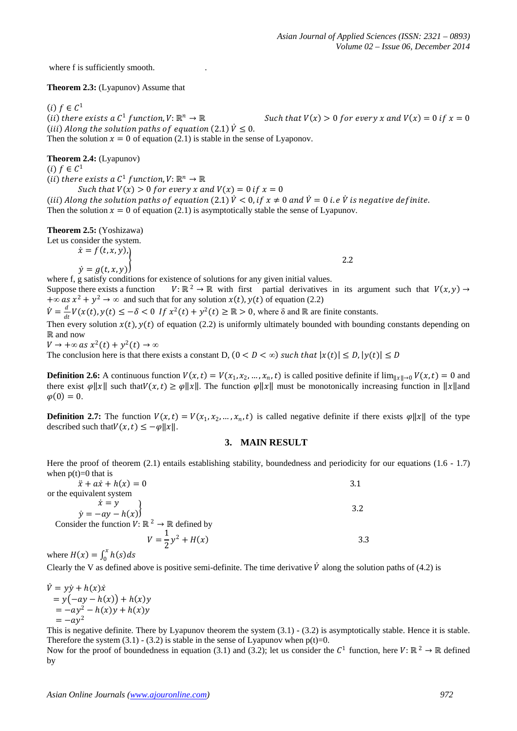where f is sufficiently smooth.

**Theorem 2.3:** (Lyapunov) Assume that

$(i)\ f \in C^1$
$(ii)$ *there exists a* $C^1$ *function*, $V: \mathbb{R}^n \to \mathbb{R}$ *Such that* $V(x) > 0$ *for every* $x$ *and* $V(x) = 0$ *if* $x = 0$
$(iii)$ *Along the solution paths of equation* $(2.1)$ $\dot{V} \leq 0$.
Then the solution $x = 0$ of equation (2.1) is stable in the sense of Lyaponov.

**Theorem 2.4:** (Lyapunov)
$(i)\ f \in C^1$
$(ii)$ *there exists a* $C^1$ *function*, $V: \mathbb{R}^n \to \mathbb{R}$
*Such that* $V(x) > 0$ *for every* $x$ *and* $V(x) = 0$ *if* $x = 0$
$(iii)$ *Along the solution paths of equation* $(2.1)$ $\dot{V} < 0$, *if* $x \neq 0$ *and* $\dot{V} = 0$ *i.e* $\dot{V}$ *is negative definite.*
Then the solution $x = 0$ of equation (2.1) is asymptotically stable the sense of Lyapunov.

**Theorem 2.5:** (Yoshizawa)
Let us consider the system.

$$\left.\begin{aligned} \dot{x} &= f(t, x, y), \\ \dot{y} &= g(t, x, y) \end{aligned}\right\} \qquad 2.2$$

where f, g satisfy conditions for existence of solutions for any given initial values.
Suppose there exists a function $V: \mathbb{R}^2 \to \mathbb{R}$ with first partial derivatives in its argument such that $V(x, y) \to +\infty$ *as* $x^2 + y^2 \to \infty$ and such that for any solution $x(t), y(t)$ of equation (2.2)
$\dot{V} = \frac{d}{dt}V(x(t), y(t) \leq -\delta < 0$ *If* $x^2(t) + y^2(t) \geq \mathbb{R} > 0$, where δ and ℝ are finite constants.
Then every solution $x(t), y(t)$ of equation (2.2) is uniformly ultimately bounded with bounding constants depending on ℝ and now
$V \to +\infty$ *as* $x^2(t) + y^2(t) \to \infty$
The conclusion here is that there exists a constant D, $(0 < D < \infty)$ *such that* $|x(t)| \leq D, |y(t)| \leq D$

**Definition 2.6:** A continuous function $V(x, t) = V(x_1, x_2, \ldots, x_n, t)$ is called positive definite if $\lim_{\|x\| \to 0} V(x, t) = 0$ and there exist $\varphi\|x\|$ such that $V(x, t) \geq \varphi\|x\|$. The function $\varphi\|x\|$ must be monotonically increasing function in $\|x\|$ and $\varphi(0) = 0$.

**Definition 2.7:** The function $V(x, t) = V(x_1, x_2, \ldots, x_n, t)$ is called negative definite if there exists $\varphi\|x\|$ of the type described such that $V(x, t) \leq -\varphi\|x\|$.

## 3. MAIN RESULT

Here the proof of theorem (2.1) entails establishing stability, boundedness and periodicity for our equations (1.6 - 1.7) when p(t)=0 that is

$$\ddot{x} + a\dot{x} + h(x) = 0 \qquad 3.1$$

or the equivalent system

$$\left.\begin{aligned} \dot{x} &= y \\ \dot{y} &= -ay - h(x) \end{aligned}\right\} \qquad 3.2$$

Consider the function $V: \mathbb{R}^2 \to \mathbb{R}$ defined by

$$V = \frac{1}{2}y^2 + H(x) \qquad 3.3$$

where $H(x) = \int_0^x h(s)ds$

Clearly the V as defined above is positive semi-definite. The time derivative $\dot{V}$ along the solution paths of (4.2) is

$$\begin{aligned} \dot{V} &= y\dot{y} + h(x)\dot{x} \\ &= y\big(-ay - h(x)\big) + h(x)y \\ &= -ay^2 - h(x)y + h(x)y \\ &= -ay^2 \end{aligned}$$

This is negative definite. There by Lyapunov theorem the system (3.1) - (3.2) is asymptotically stable. Hence it is stable. Therefore the system (3.1) - (3.2) is stable in the sense of Lyapunov when p(t)=0.
Now for the proof of boundedness in equation (3.1) and (3.2); let us consider the $C^1$ function, here $V: \mathbb{R}^2 \to \mathbb{R}$ defined by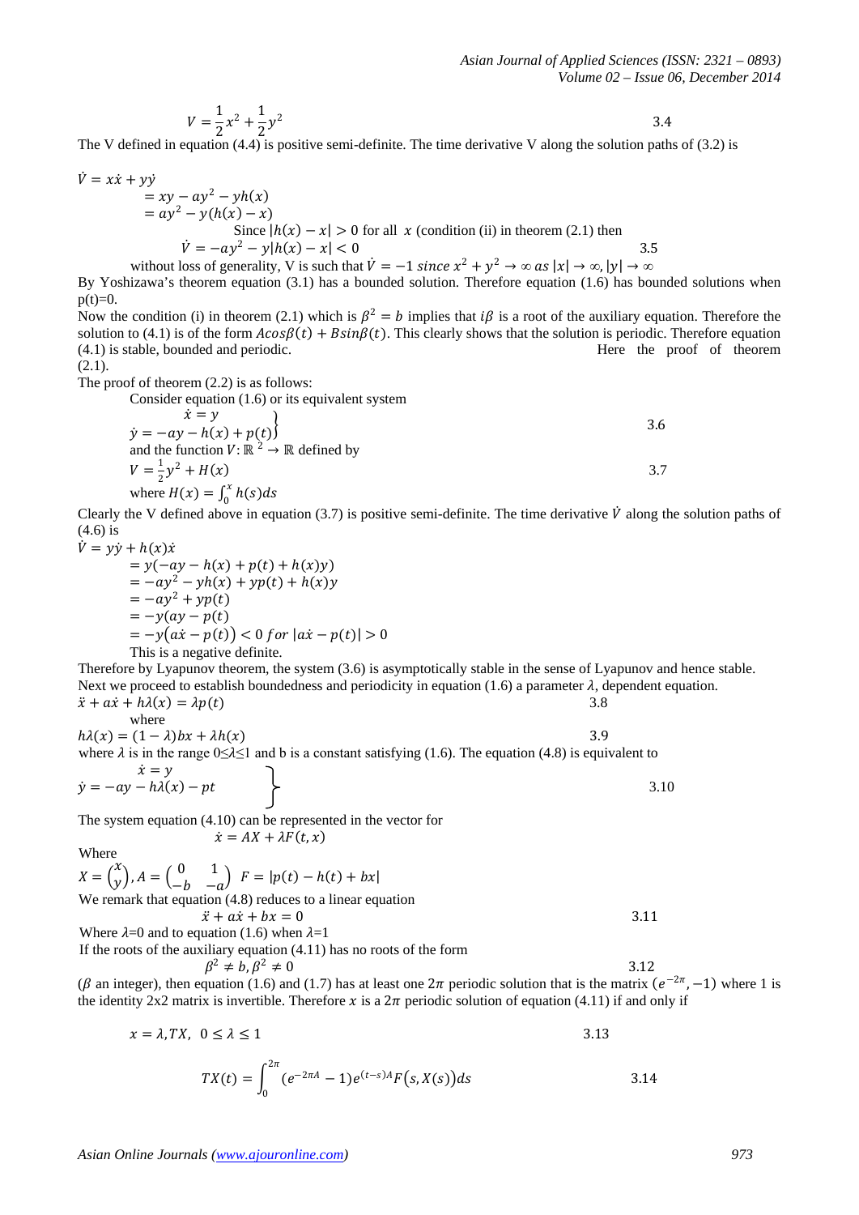$$V = \frac{1}{2}x^2 + \frac{1}{2}y^2 \tag{3.4}$$

The V defined in equation (4.4) is positive semi-definite. The time derivative V along the solution paths of (3.2) is

$$\dot{V} = x\dot{x} + y\dot{y}$$
$$= xy - ay^2 - yh(x)$$
$$= ay^2 - y(h(x) - x)$$

Since $|h(x) - x| > 0$ for all $x$ (condition (ii) in theorem (2.1) then

$$\dot{V} = -ay^2 - y|h(x) - x| < 0 \tag{3.5}$$

without loss of generality, V is such that $\dot{V} = -1$ *since* $x^2 + y^2 \to \infty$ *as* $|x| \to \infty, |y| \to \infty$

By Yoshizawa's theorem equation (3.1) has a bounded solution. Therefore equation (1.6) has bounded solutions when p(t)=0.

Now the condition (i) in theorem (2.1) which is $\beta^2 = b$ implies that $i\beta$ is a root of the auxiliary equation. Therefore the solution to (4.1) is of the form $A\cos\beta(t) + B\sin\beta(t)$. This clearly shows that the solution is periodic. Therefore equation (4.1) is stable, bounded and periodic. Here the proof of theorem (2.1).

The proof of theorem (2.2) is as follows:

Consider equation (1.6) or its equivalent system

$$\left.\begin{aligned} \dot{x} &= y \\ \dot{y} &= -ay - h(x) + p(t) \end{aligned}\right\} \tag{3.6}$$

and the function $V: \mathbb{R}^2 \to \mathbb{R}$ defined by

$$V = \frac{1}{2}y^2 + H(x) \tag{3.7}$$

where $H(x) = \int_0^x h(s)ds$

Clearly the V defined above in equation (3.7) is positive semi-definite. The time derivative $\dot{V}$ along the solution paths of (4.6) is

$$\dot{V} = y\dot{y} + h(x)\dot{x}$$
$$= y(-ay - h(x) + p(t) + h(x)y)$$
$$= -ay^2 - yh(x) + yp(t) + h(x)y$$
$$= -ay^2 + yp(t)$$
$$= -y(ay - p(t))$$
$$= -y(a\dot{x} - p(t)) < 0 \; for \; |a\dot{x} - p(t)| > 0$$

This is a negative definite.

Therefore by Lyapunov theorem, the system (3.6) is asymptotically stable in the sense of Lyapunov and hence stable.

Next we proceed to establish boundedness and periodicity in equation (1.6) a parameter $\lambda$, dependent equation.

$$\ddot{x} + a\dot{x} + h\lambda(x) = \lambda p(t) \tag{3.8}$$

where

$$h\lambda(x) = (1 - \lambda)bx + \lambda h(x) \tag{3.9}$$

where $\lambda$ is in the range $0 \leq \lambda \leq 1$ and b is a constant satisfying (1.6). The equation (4.8) is equivalent to

$$\left.\begin{aligned} \dot{x} &= y \\ \dot{y} &= -ay - h\lambda(x) - pt \end{aligned}\right\} \tag{3.10}$$

The system equation (4.10) can be represented in the vector for

$$\dot{x} = AX + \lambda F(t, x)$$

Where

$$X = \begin{pmatrix} x \\ y \end{pmatrix}, A = \begin{pmatrix} 0 & 1 \\ -b & -a \end{pmatrix} \quad F = |p(t) - h(t) + bx|$$

We remark that equation (4.8) reduces to a linear equation

$$\ddot{x} + a\dot{x} + bx = 0 \tag{3.11}$$

Where $\lambda$=0 and to equation (1.6) when $\lambda$=1

If the roots of the auxiliary equation (4.11) has no roots of the form

$$\beta^2 \neq b, \beta^2 \neq 0 \tag{3.12}$$

($\beta$ an integer), then equation (1.6) and (1.7) has at least one $2\pi$ periodic solution that is the matrix $(e^{-2\pi}, -1)$ where 1 is the identity 2x2 matrix is invertible. Therefore $x$ is a $2\pi$ periodic solution of equation (4.11) if and only if

$$x = \lambda, TX, \quad 0 \leq \lambda \leq 1 \tag{3.13}$$

$$TX(t) = \int_0^{2\pi} (e^{-2\pi A} - 1)e^{(t-s)A}F(s, X(s))ds \tag{3.14}$$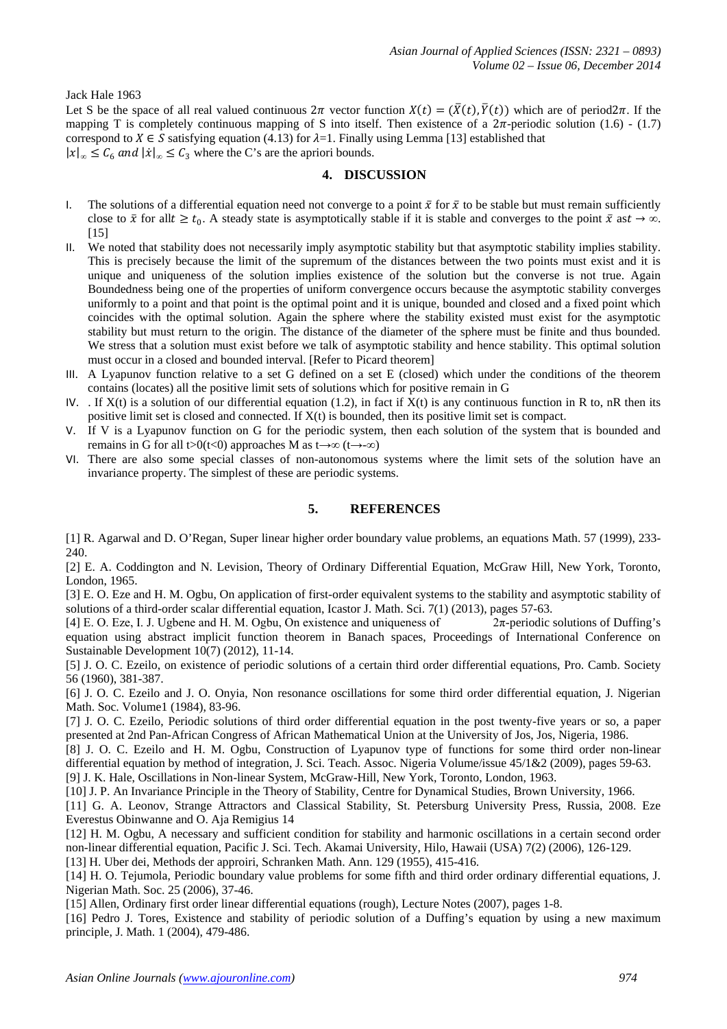Jack Hale 1963

Let S be the space of all real valued continuous $2\pi$ vector function $X(t) = (\bar{X}(t), \bar{Y}(t))$ which are of period$2\pi$. If the mapping T is completely continuous mapping of S into itself. Then existence of a $2\pi$-periodic solution (1.6) - (1.7) correspond to $X \in S$ satisfying equation (4.13) for $\lambda$=1. Finally using Lemma [13] established that $|x|_\infty \leq C_6$ *and* $|\dot{x}|_\infty \leq C_3$ where the C's are the apriori bounds.

## 4. DISCUSSION

I. The solutions of a differential equation need not converge to a point $\bar{x}$ for $\bar{x}$ to be stable but must remain sufficiently close to $\bar{x}$ for all$t \geq t_0$. A steady state is asymptotically stable if it is stable and converges to the point $\bar{x}$ as$t \to \infty$. [15]

II. We noted that stability does not necessarily imply asymptotic stability but that asymptotic stability implies stability. This is precisely because the limit of the supremum of the distances between the two points must exist and it is unique and uniqueness of the solution implies existence of the solution but the converse is not true. Again Boundedness being one of the properties of uniform convergence occurs because the asymptotic stability converges uniformly to a point and that point is the optimal point and it is unique, bounded and closed and a fixed point which coincides with the optimal solution. Again the sphere where the stability existed must exist for the asymptotic stability but must return to the origin. The distance of the diameter of the sphere must be finite and thus bounded. We stress that a solution must exist before we talk of asymptotic stability and hence stability. This optimal solution must occur in a closed and bounded interval. [Refer to Picard theorem]

III. A Lyapunov function relative to a set G defined on a set E (closed) which under the conditions of the theorem contains (locates) all the positive limit sets of solutions which for positive remain in G

IV. . If X(t) is a solution of our differential equation (1.2), in fact if X(t) is any continuous function in R to, nR then its positive limit set is closed and connected. If X(t) is bounded, then its positive limit set is compact.

V. If V is a Lyapunov function on G for the periodic system, then each solution of the system that is bounded and remains in G for all t>0(t<0) approaches M as t→∞ (t→-∞)

VI. There are also some special classes of non-autonomous systems where the limit sets of the solution have an invariance property. The simplest of these are periodic systems.

## 5. REFERENCES

[1] R. Agarwal and D. O'Regan, Super linear higher order boundary value problems, an equations Math. 57 (1999), 233-240.

[2] E. A. Coddington and N. Levision, Theory of Ordinary Differential Equation, McGraw Hill, New York, Toronto, London, 1965.

[3] E. O. Eze and H. M. Ogbu, On application of first-order equivalent systems to the stability and asymptotic stability of solutions of a third-order scalar differential equation, Icastor J. Math. Sci. 7(1) (2013), pages 57-63.

[4] E. O. Eze, I. J. Ugbene and H. M. Ogbu, On existence and uniqueness of 2π-periodic solutions of Duffing's equation using abstract implicit function theorem in Banach spaces, Proceedings of International Conference on Sustainable Development 10(7) (2012), 11-14.

[5] J. O. C. Ezeilo, on existence of periodic solutions of a certain third order differential equations, Pro. Camb. Society 56 (1960), 381-387.

[6] J. O. C. Ezeilo and J. O. Onyia, Non resonance oscillations for some third order differential equation, J. Nigerian Math. Soc. Volume1 (1984), 83-96.

[7] J. O. C. Ezeilo, Periodic solutions of third order differential equation in the post twenty-five years or so, a paper presented at 2nd Pan-African Congress of African Mathematical Union at the University of Jos, Jos, Nigeria, 1986.

[8] J. O. C. Ezeilo and H. M. Ogbu, Construction of Lyapunov type of functions for some third order non-linear differential equation by method of integration, J. Sci. Teach. Assoc. Nigeria Volume/issue 45/1&2 (2009), pages 59-63.

[9] J. K. Hale, Oscillations in Non-linear System, McGraw-Hill, New York, Toronto, London, 1963.

[10] J. P. An Invariance Principle in the Theory of Stability, Centre for Dynamical Studies, Brown University, 1966.

[11] G. A. Leonov, Strange Attractors and Classical Stability, St. Petersburg University Press, Russia, 2008. Eze Everestus Obinwanne and O. Aja Remigius 14

[12] H. M. Ogbu, A necessary and sufficient condition for stability and harmonic oscillations in a certain second order non-linear differential equation, Pacific J. Sci. Tech. Akamai University, Hilo, Hawaii (USA) 7(2) (2006), 126-129.

[13] H. Uber dei, Methods der approiri, Schranken Math. Ann. 129 (1955), 415-416.

[14] H. O. Tejumola, Periodic boundary value problems for some fifth and third order ordinary differential equations, J. Nigerian Math. Soc. 25 (2006), 37-46.

[15] Allen, Ordinary first order linear differential equations (rough), Lecture Notes (2007), pages 1-8.

[16] Pedro J. Tores, Existence and stability of periodic solution of a Duffing's equation by using a new maximum principle, J. Math. 1 (2004), 479-486.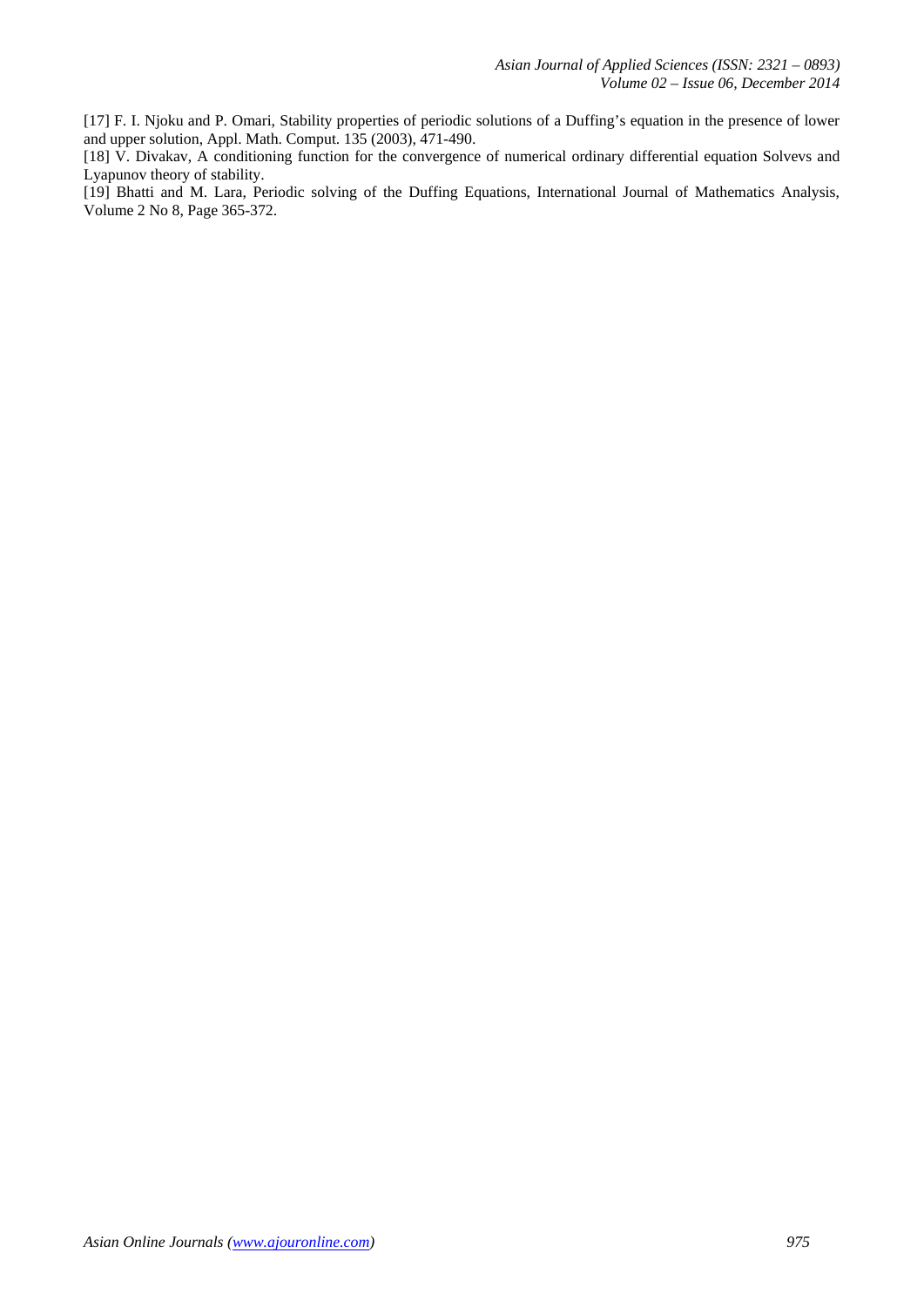[17] F. I. Njoku and P. Omari, Stability properties of periodic solutions of a Duffing's equation in the presence of lower and upper solution, Appl. Math. Comput. 135 (2003), 471-490.

[18] V. Divakav, A conditioning function for the convergence of numerical ordinary differential equation Solvevs and Lyapunov theory of stability.

[19] Bhatti and M. Lara, Periodic solving of the Duffing Equations, International Journal of Mathematics Analysis, Volume 2 No 8, Page 365-372.